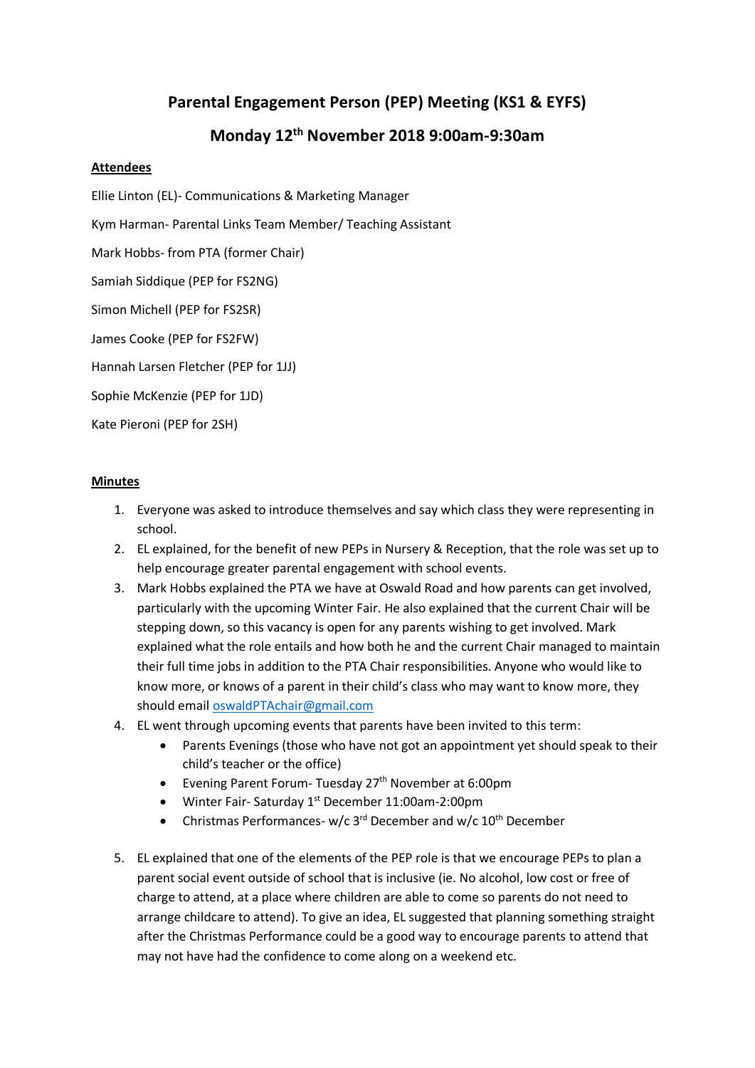# Parental Engagement Person (PEP) Meeting (KS1 & EYFS)

## Monday 12th November 2018 9:00am-9:30am

**Attendees**

Ellie Linton (EL)- Communications & Marketing Manager

Kym Harman- Parental Links Team Member/ Teaching Assistant

Mark Hobbs- from PTA (former Chair)

Samiah Siddique (PEP for FS2NG)

Simon Michell (PEP for FS2SR)

James Cooke (PEP for FS2FW)

Hannah Larsen Fletcher (PEP for 1JJ)

Sophie McKenzie (PEP for 1JD)

Kate Pieroni (PEP for 2SH)

**Minutes**

1. Everyone was asked to introduce themselves and say which class they were representing in school.
2. EL explained, for the benefit of new PEPs in Nursery & Reception, that the role was set up to help encourage greater parental engagement with school events.
3. Mark Hobbs explained the PTA we have at Oswald Road and how parents can get involved, particularly with the upcoming Winter Fair. He also explained that the current Chair will be stepping down, so this vacancy is open for any parents wishing to get involved. Mark explained what the role entails and how both he and the current Chair managed to maintain their full time jobs in addition to the PTA Chair responsibilities. Anyone who would like to know more, or knows of a parent in their child's class who may want to know more, they should email oswaldPTAchair@gmail.com
4. EL went through upcoming events that parents have been invited to this term:
   - Parents Evenings (those who have not got an appointment yet should speak to their child's teacher or the office)
   - Evening Parent Forum- Tuesday 27th November at 6:00pm
   - Winter Fair- Saturday 1st December 11:00am-2:00pm
   - Christmas Performances- w/c 3rd December and w/c 10th December
5. EL explained that one of the elements of the PEP role is that we encourage PEPs to plan a parent social event outside of school that is inclusive (ie. No alcohol, low cost or free of charge to attend, at a place where children are able to come so parents do not need to arrange childcare to attend). To give an idea, EL suggested that planning something straight after the Christmas Performance could be a good way to encourage parents to attend that may not have had the confidence to come along on a weekend etc.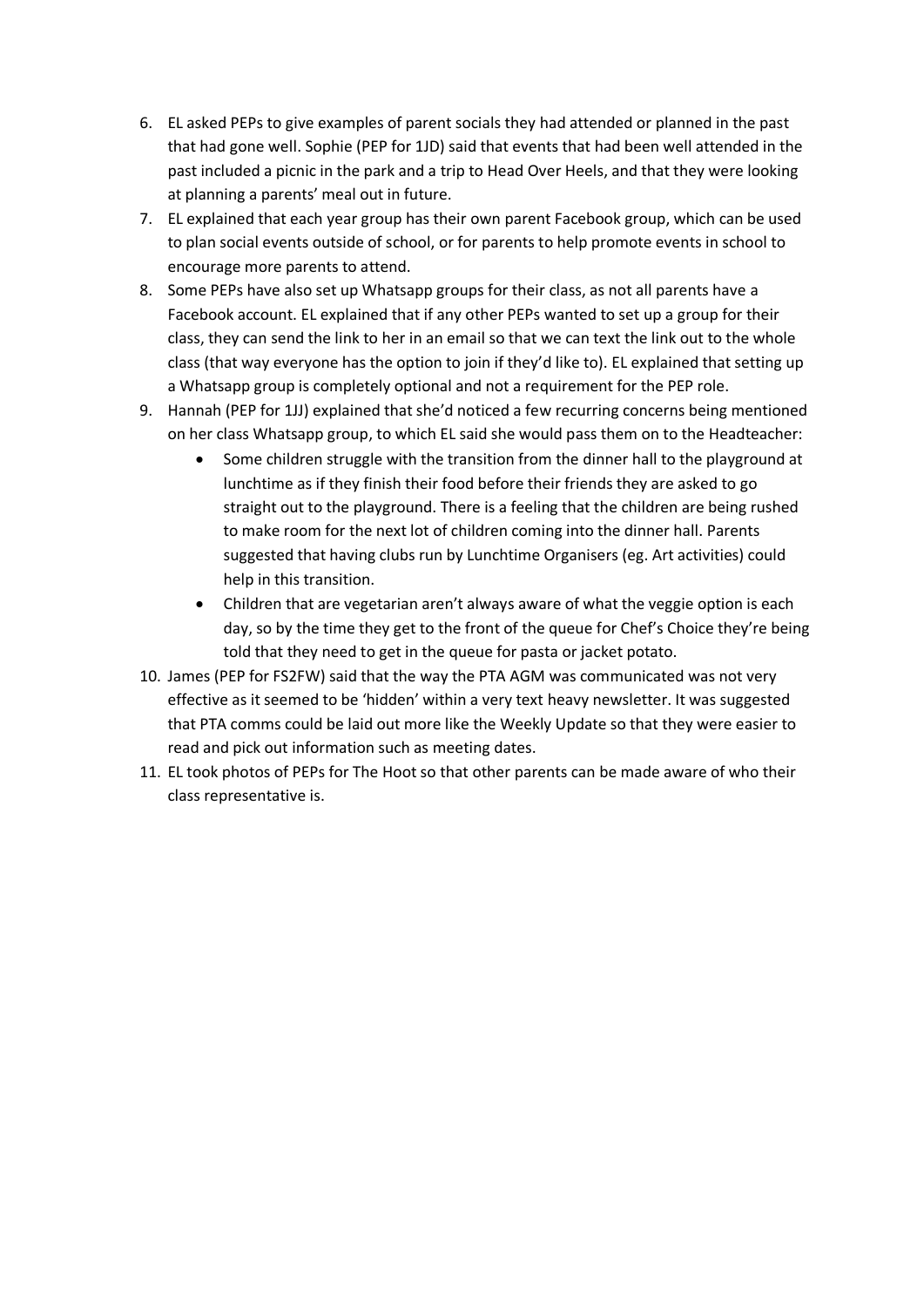6. EL asked PEPs to give examples of parent socials they had attended or planned in the past that had gone well. Sophie (PEP for 1JD) said that events that had been well attended in the past included a picnic in the park and a trip to Head Over Heels, and that they were looking at planning a parents' meal out in future.
7. EL explained that each year group has their own parent Facebook group, which can be used to plan social events outside of school, or for parents to help promote events in school to encourage more parents to attend.
8. Some PEPs have also set up Whatsapp groups for their class, as not all parents have a Facebook account. EL explained that if any other PEPs wanted to set up a group for their class, they can send the link to her in an email so that we can text the link out to the whole class (that way everyone has the option to join if they'd like to). EL explained that setting up a Whatsapp group is completely optional and not a requirement for the PEP role.
9. Hannah (PEP for 1JJ) explained that she'd noticed a few recurring concerns being mentioned on her class Whatsapp group, to which EL said she would pass them on to the Headteacher:
    - Some children struggle with the transition from the dinner hall to the playground at lunchtime as if they finish their food before their friends they are asked to go straight out to the playground. There is a feeling that the children are being rushed to make room for the next lot of children coming into the dinner hall. Parents suggested that having clubs run by Lunchtime Organisers (eg. Art activities) could help in this transition.
    - Children that are vegetarian aren't always aware of what the veggie option is each day, so by the time they get to the front of the queue for Chef's Choice they're being told that they need to get in the queue for pasta or jacket potato.
10. James (PEP for FS2FW) said that the way the PTA AGM was communicated was not very effective as it seemed to be 'hidden' within a very text heavy newsletter. It was suggested that PTA comms could be laid out more like the Weekly Update so that they were easier to read and pick out information such as meeting dates.
11. EL took photos of PEPs for The Hoot so that other parents can be made aware of who their class representative is.